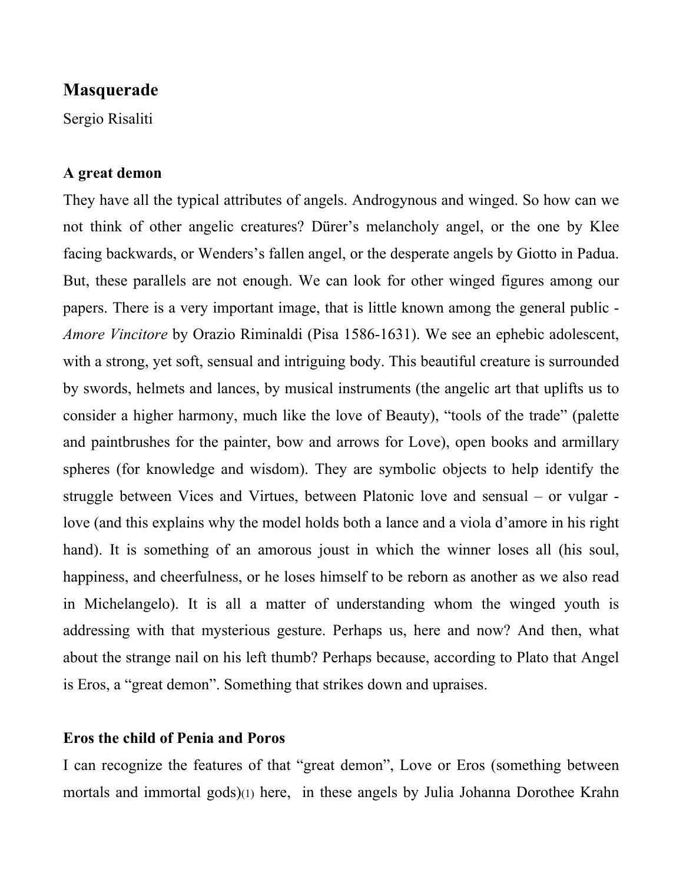# Masquerade

Sergio Risaliti

## A great demon

They have all the typical attributes of angels. Androgynous and winged. So how can we not think of other angelic creatures? Dürer's melancholy angel, or the one by Klee facing backwards, or Wenders's fallen angel, or the desperate angels by Giotto in Padua. But, these parallels are not enough. We can look for other winged figures among our papers. There is a very important image, that is little known among the general public - *Amore Vincitore* by Orazio Riminaldi (Pisa 1586-1631). We see an ephebic adolescent, with a strong, yet soft, sensual and intriguing body. This beautiful creature is surrounded by swords, helmets and lances, by musical instruments (the angelic art that uplifts us to consider a higher harmony, much like the love of Beauty), "tools of the trade" (palette and paintbrushes for the painter, bow and arrows for Love), open books and armillary spheres (for knowledge and wisdom). They are symbolic objects to help identify the struggle between Vices and Virtues, between Platonic love and sensual – or vulgar - love (and this explains why the model holds both a lance and a viola d'amore in his right hand). It is something of an amorous joust in which the winner loses all (his soul, happiness, and cheerfulness, or he loses himself to be reborn as another as we also read in Michelangelo). It is all a matter of understanding whom the winged youth is addressing with that mysterious gesture. Perhaps us, here and now? And then, what about the strange nail on his left thumb? Perhaps because, according to Plato that Angel is Eros, a "great demon". Something that strikes down and upraises.

## Eros the child of Penia and Poros

I can recognize the features of that "great demon", Love or Eros (something between mortals and immortal gods)(1) here, in these angels by Julia Johanna Dorothee Krahn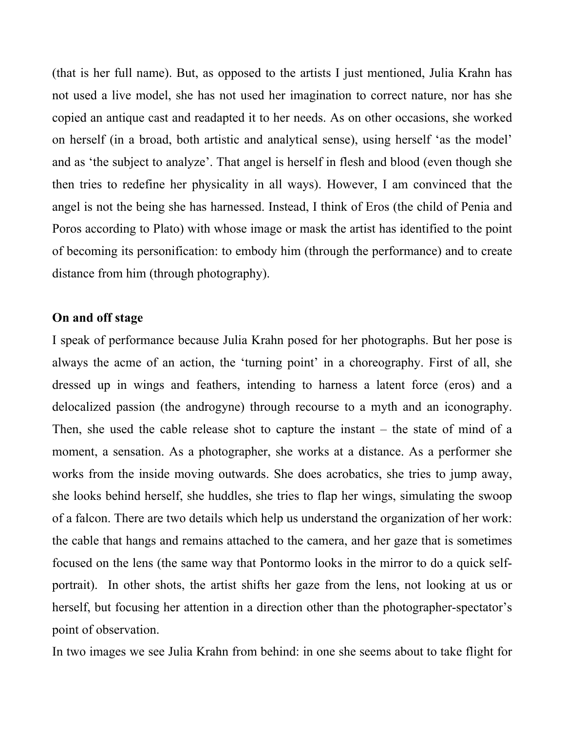(that is her full name). But, as opposed to the artists I just mentioned, Julia Krahn has not used a live model, she has not used her imagination to correct nature, nor has she copied an antique cast and readapted it to her needs. As on other occasions, she worked on herself (in a broad, both artistic and analytical sense), using herself 'as the model' and as 'the subject to analyze'. That angel is herself in flesh and blood (even though she then tries to redefine her physicality in all ways). However, I am convinced that the angel is not the being she has harnessed. Instead, I think of Eros (the child of Penia and Poros according to Plato) with whose image or mask the artist has identified to the point of becoming its personification: to embody him (through the performance) and to create distance from him (through photography).

**On and off stage**

I speak of performance because Julia Krahn posed for her photographs. But her pose is always the acme of an action, the 'turning point' in a choreography. First of all, she dressed up in wings and feathers, intending to harness a latent force (eros) and a delocalized passion (the androgyne) through recourse to a myth and an iconography. Then, she used the cable release shot to capture the instant – the state of mind of a moment, a sensation. As a photographer, she works at a distance. As a performer she works from the inside moving outwards. She does acrobatics, she tries to jump away, she looks behind herself, she huddles, she tries to flap her wings, simulating the swoop of a falcon. There are two details which help us understand the organization of her work: the cable that hangs and remains attached to the camera, and her gaze that is sometimes focused on the lens (the same way that Pontormo looks in the mirror to do a quick self-portrait). In other shots, the artist shifts her gaze from the lens, not looking at us or herself, but focusing her attention in a direction other than the photographer-spectator's point of observation.

In two images we see Julia Krahn from behind: in one she seems about to take flight for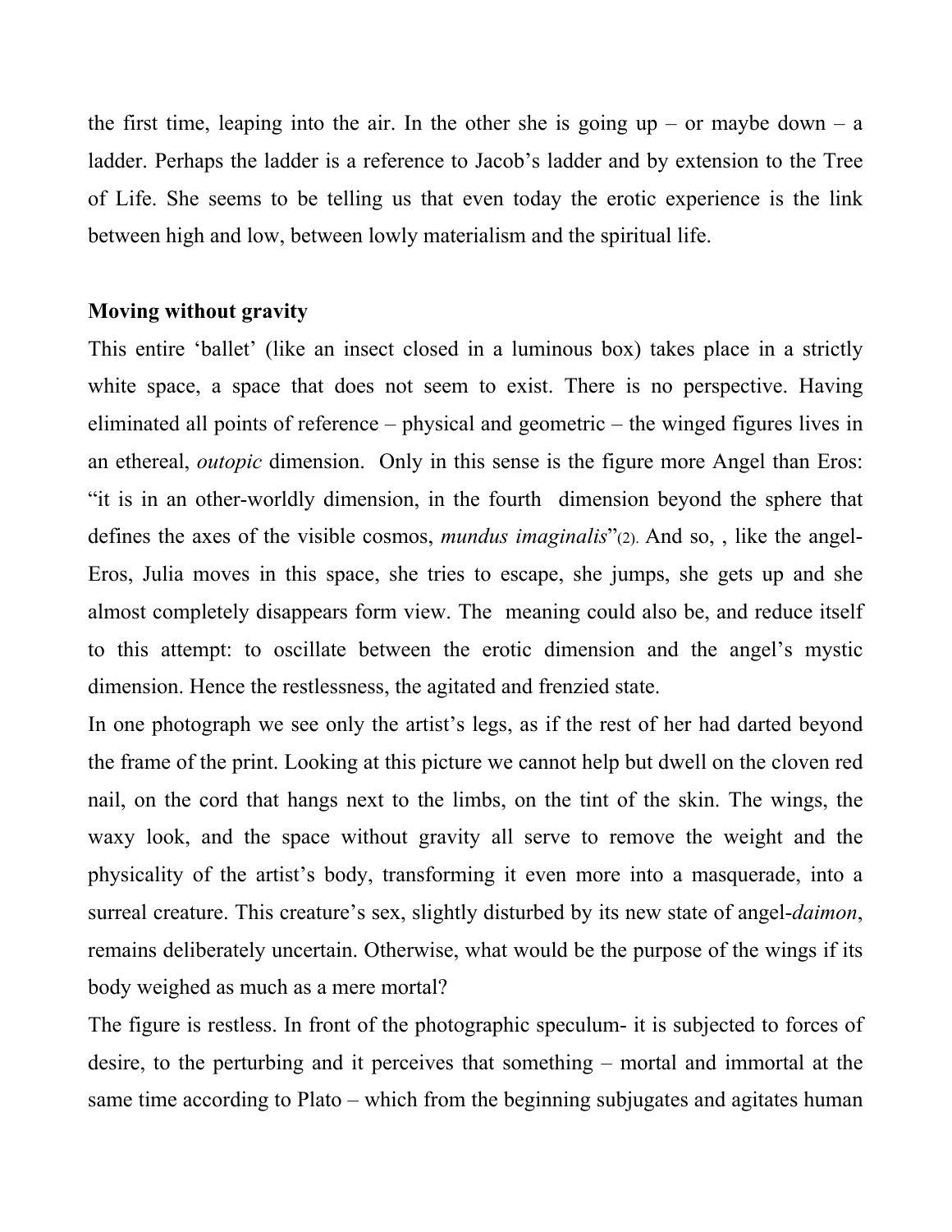the first time, leaping into the air. In the other she is going up – or maybe down – a ladder. Perhaps the ladder is a reference to Jacob's ladder and by extension to the Tree of Life. She seems to be telling us that even today the erotic experience is the link between high and low, between lowly materialism and the spiritual life.

**Moving without gravity**

This entire 'ballet' (like an insect closed in a luminous box) takes place in a strictly white space, a space that does not seem to exist. There is no perspective. Having eliminated all points of reference – physical and geometric – the winged figures lives in an ethereal, *outopic* dimension. Only in this sense is the figure more Angel than Eros: "it is in an other-worldly dimension, in the fourth dimension beyond the sphere that defines the axes of the visible cosmos, *mundus imaginalis*"(2). And so, , like the angel-Eros, Julia moves in this space, she tries to escape, she jumps, she gets up and she almost completely disappears form view. The meaning could also be, and reduce itself to this attempt: to oscillate between the erotic dimension and the angel's mystic dimension. Hence the restlessness, the agitated and frenzied state.

In one photograph we see only the artist's legs, as if the rest of her had darted beyond the frame of the print. Looking at this picture we cannot help but dwell on the cloven red nail, on the cord that hangs next to the limbs, on the tint of the skin. The wings, the waxy look, and the space without gravity all serve to remove the weight and the physicality of the artist's body, transforming it even more into a masquerade, into a surreal creature. This creature's sex, slightly disturbed by its new state of angel-*daimon*, remains deliberately uncertain. Otherwise, what would be the purpose of the wings if its body weighed as much as a mere mortal?

The figure is restless. In front of the photographic speculum- it is subjected to forces of desire, to the perturbing and it perceives that something – mortal and immortal at the same time according to Plato – which from the beginning subjugates and agitates human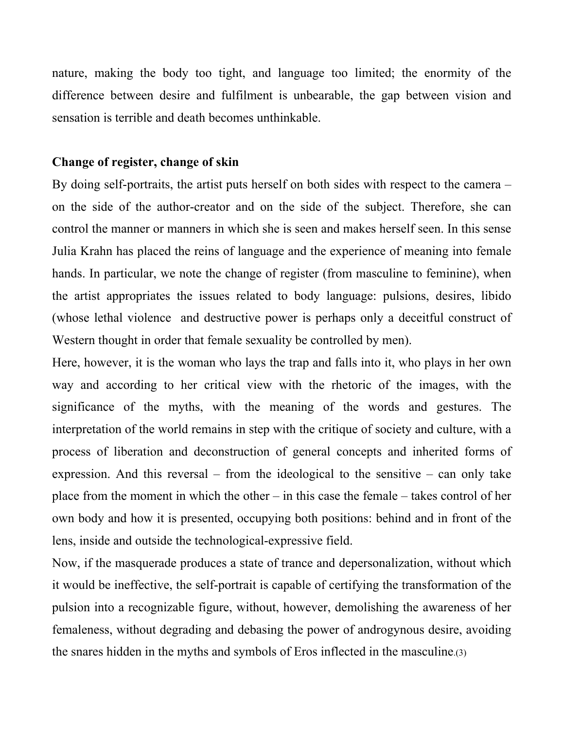nature, making the body too tight, and language too limited; the enormity of the difference between desire and fulfilment is unbearable, the gap between vision and sensation is terrible and death becomes unthinkable.

**Change of register, change of skin**

By doing self-portraits, the artist puts herself on both sides with respect to the camera – on the side of the author-creator and on the side of the subject. Therefore, she can control the manner or manners in which she is seen and makes herself seen. In this sense Julia Krahn has placed the reins of language and the experience of meaning into female hands. In particular, we note the change of register (from masculine to feminine), when the artist appropriates the issues related to body language: pulsions, desires, libido (whose lethal violence and destructive power is perhaps only a deceitful construct of Western thought in order that female sexuality be controlled by men).

Here, however, it is the woman who lays the trap and falls into it, who plays in her own way and according to her critical view with the rhetoric of the images, with the significance of the myths, with the meaning of the words and gestures. The interpretation of the world remains in step with the critique of society and culture, with a process of liberation and deconstruction of general concepts and inherited forms of expression. And this reversal – from the ideological to the sensitive – can only take place from the moment in which the other – in this case the female – takes control of her own body and how it is presented, occupying both positions: behind and in front of the lens, inside and outside the technological-expressive field.

Now, if the masquerade produces a state of trance and depersonalization, without which it would be ineffective, the self-portrait is capable of certifying the transformation of the pulsion into a recognizable figure, without, however, demolishing the awareness of her femaleness, without degrading and debasing the power of androgynous desire, avoiding the snares hidden in the myths and symbols of Eros inflected in the masculine.(3)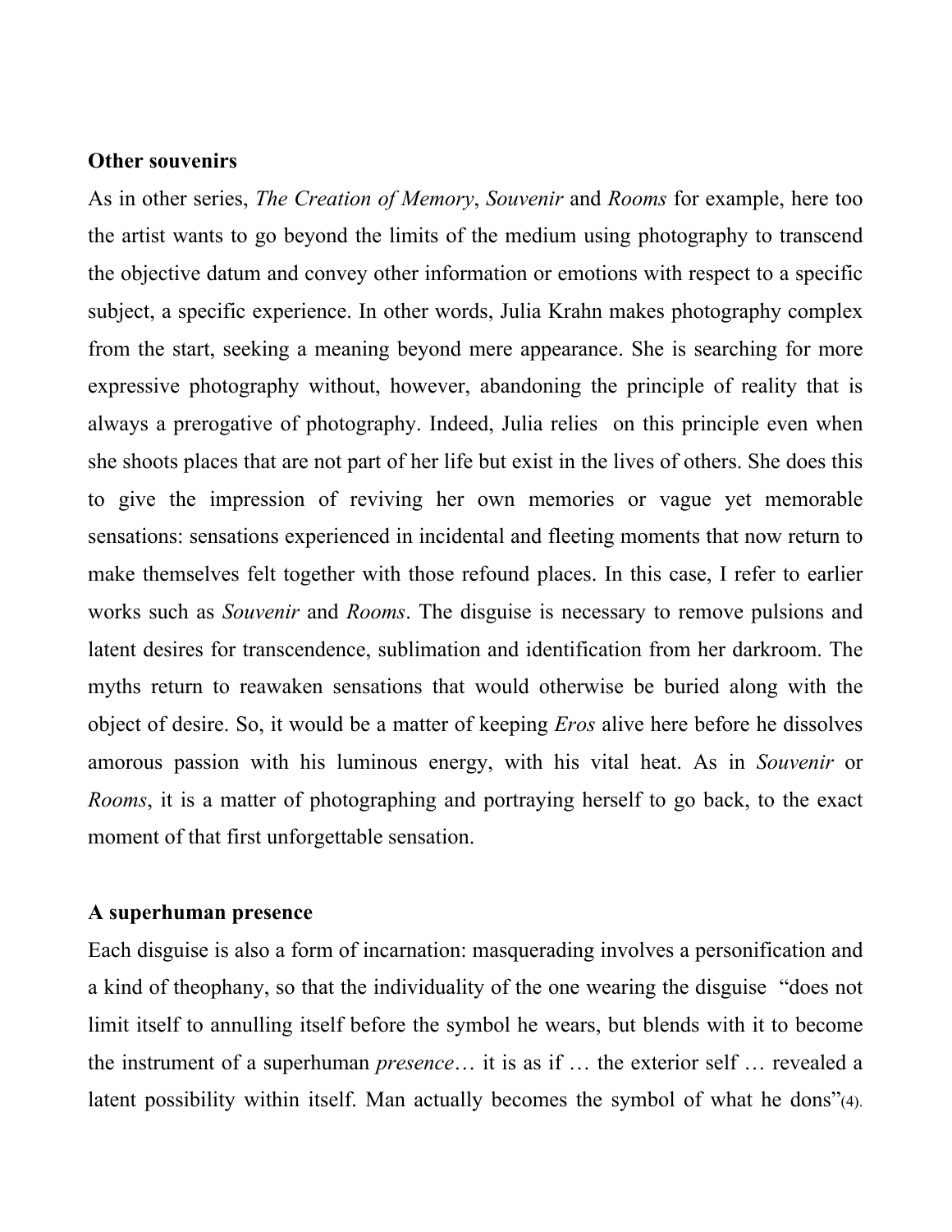**Other souvenirs**

As in other series, *The Creation of Memory*, *Souvenir* and *Rooms* for example, here too the artist wants to go beyond the limits of the medium using photography to transcend the objective datum and convey other information or emotions with respect to a specific subject, a specific experience. In other words, Julia Krahn makes photography complex from the start, seeking a meaning beyond mere appearance. She is searching for more expressive photography without, however, abandoning the principle of reality that is always a prerogative of photography. Indeed, Julia relies on this principle even when she shoots places that are not part of her life but exist in the lives of others. She does this to give the impression of reviving her own memories or vague yet memorable sensations: sensations experienced in incidental and fleeting moments that now return to make themselves felt together with those refound places. In this case, I refer to earlier works such as *Souvenir* and *Rooms*. The disguise is necessary to remove pulsions and latent desires for transcendence, sublimation and identification from her darkroom. The myths return to reawaken sensations that would otherwise be buried along with the object of desire. So, it would be a matter of keeping *Eros* alive here before he dissolves amorous passion with his luminous energy, with his vital heat. As in *Souvenir* or *Rooms*, it is a matter of photographing and portraying herself to go back, to the exact moment of that first unforgettable sensation.

**A superhuman presence**

Each disguise is also a form of incarnation: masquerading involves a personification and a kind of theophany, so that the individuality of the one wearing the disguise "does not limit itself to annulling itself before the symbol he wears, but blends with it to become the instrument of a superhuman *presence*… it is as if … the exterior self … revealed a latent possibility within itself. Man actually becomes the symbol of what he dons"(4).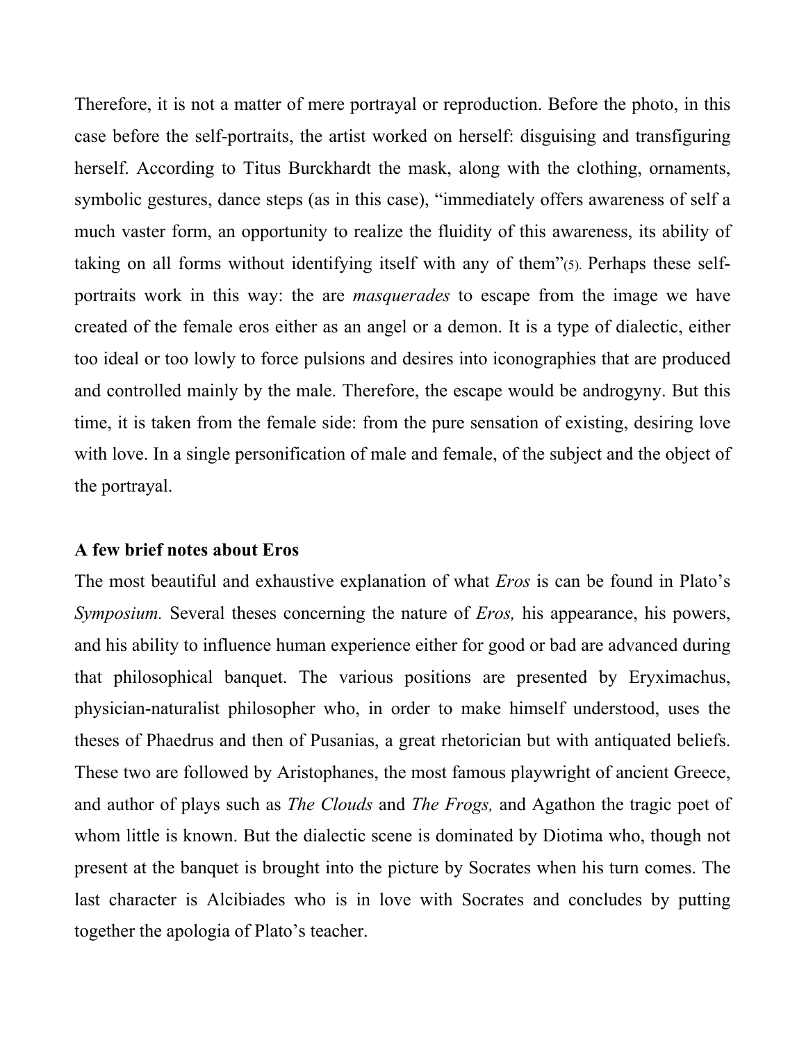Therefore, it is not a matter of mere portrayal or reproduction. Before the photo, in this case before the self-portraits, the artist worked on herself: disguising and transfiguring herself. According to Titus Burckhardt the mask, along with the clothing, ornaments, symbolic gestures, dance steps (as in this case), "immediately offers awareness of self a much vaster form, an opportunity to realize the fluidity of this awareness, its ability of taking on all forms without identifying itself with any of them"(5). Perhaps these self-portraits work in this way: the are *masquerades* to escape from the image we have created of the female eros either as an angel or a demon. It is a type of dialectic, either too ideal or too lowly to force pulsions and desires into iconographies that are produced and controlled mainly by the male. Therefore, the escape would be androgyny. But this time, it is taken from the female side: from the pure sensation of existing, desiring love with love. In a single personification of male and female, of the subject and the object of the portrayal.

**A few brief notes about Eros**

The most beautiful and exhaustive explanation of what *Eros* is can be found in Plato's *Symposium.* Several theses concerning the nature of *Eros,* his appearance, his powers, and his ability to influence human experience either for good or bad are advanced during that philosophical banquet. The various positions are presented by Eryximachus, physician-naturalist philosopher who, in order to make himself understood, uses the theses of Phaedrus and then of Pusanias, a great rhetorician but with antiquated beliefs. These two are followed by Aristophanes, the most famous playwright of ancient Greece, and author of plays such as *The Clouds* and *The Frogs,* and Agathon the tragic poet of whom little is known. But the dialectic scene is dominated by Diotima who, though not present at the banquet is brought into the picture by Socrates when his turn comes. The last character is Alcibiades who is in love with Socrates and concludes by putting together the apologia of Plato's teacher.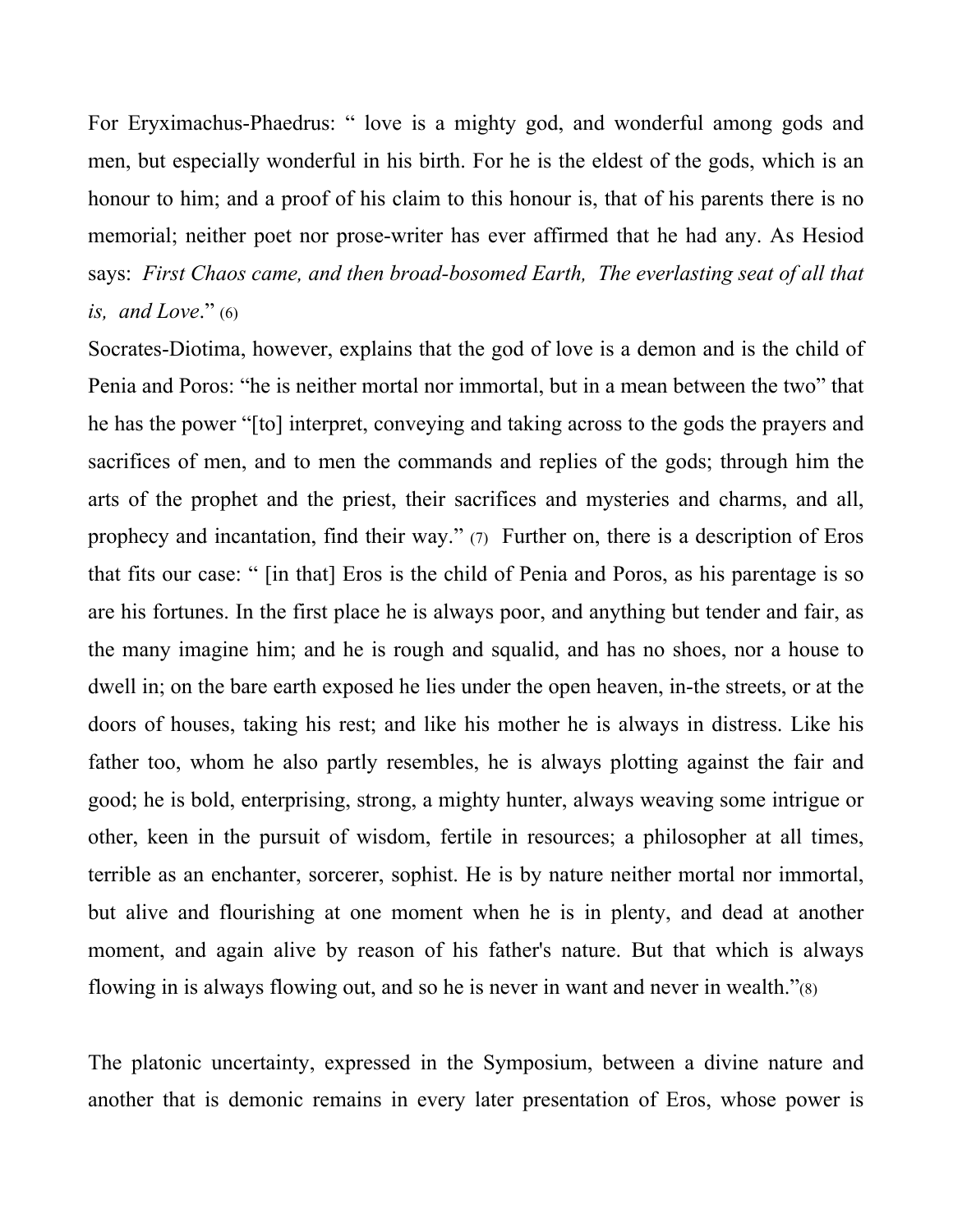For Eryximachus-Phaedrus: “ love is a mighty god, and wonderful among gods and men, but especially wonderful in his birth. For he is the eldest of the gods, which is an honour to him; and a proof of his claim to this honour is, that of his parents there is no memorial; neither poet nor prose-writer has ever affirmed that he had any. As Hesiod says: *First Chaos came, and then broad-bosomed Earth, The everlasting seat of all that is, and Love*.” (6)
Socrates-Diotima, however, explains that the god of love is a demon and is the child of Penia and Poros: “he is neither mortal nor immortal, but in a mean between the two” that he has the power “[to] interpret, conveying and taking across to the gods the prayers and sacrifices of men, and to men the commands and replies of the gods; through him the arts of the prophet and the priest, their sacrifices and mysteries and charms, and all, prophecy and incantation, find their way.” (7) Further on, there is a description of Eros that fits our case: “ [in that] Eros is the child of Penia and Poros, as his parentage is so are his fortunes. In the first place he is always poor, and anything but tender and fair, as the many imagine him; and he is rough and squalid, and has no shoes, nor a house to dwell in; on the bare earth exposed he lies under the open heaven, in-the streets, or at the doors of houses, taking his rest; and like his mother he is always in distress. Like his father too, whom he also partly resembles, he is always plotting against the fair and good; he is bold, enterprising, strong, a mighty hunter, always weaving some intrigue or other, keen in the pursuit of wisdom, fertile in resources; a philosopher at all times, terrible as an enchanter, sorcerer, sophist. He is by nature neither mortal nor immortal, but alive and flourishing at one moment when he is in plenty, and dead at another moment, and again alive by reason of his father's nature. But that which is always flowing in is always flowing out, and so he is never in want and never in wealth.”(8)

The platonic uncertainty, expressed in the Symposium, between a divine nature and another that is demonic remains in every later presentation of Eros, whose power is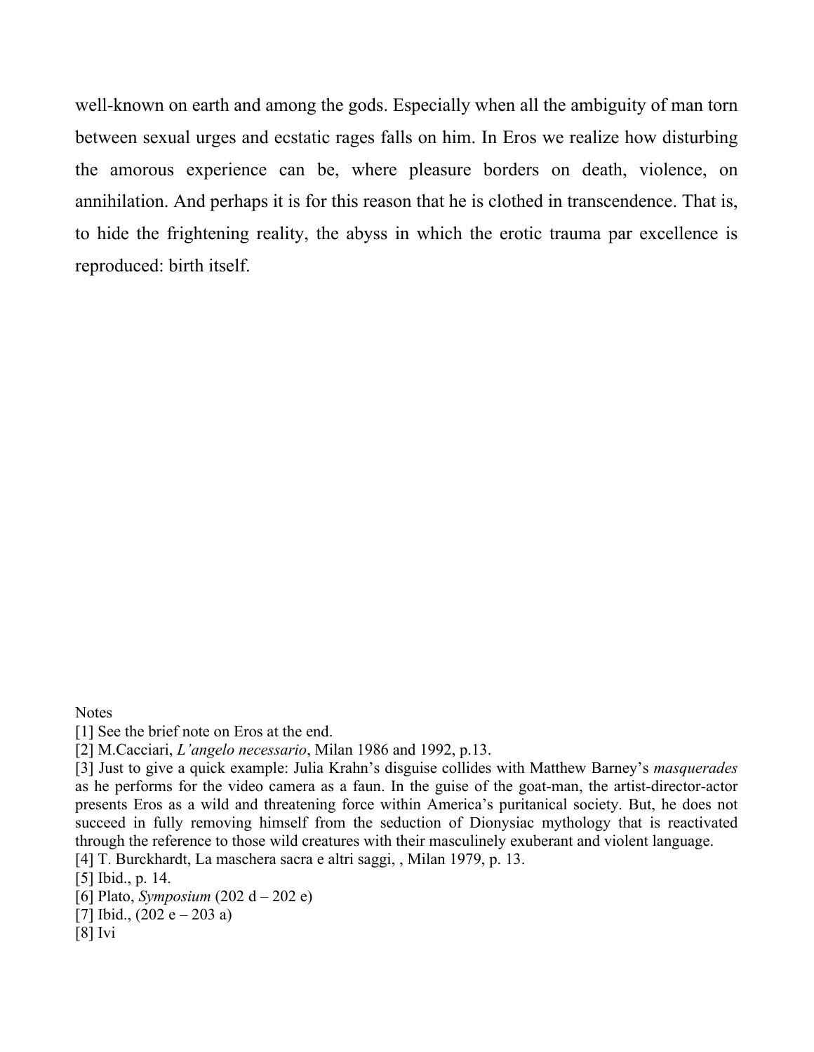well-known on earth and among the gods. Especially when all the ambiguity of man torn between sexual urges and ecstatic rages falls on him. In Eros we realize how disturbing the amorous experience can be, where pleasure borders on death, violence, on annihilation. And perhaps it is for this reason that he is clothed in transcendence. That is, to hide the frightening reality, the abyss in which the erotic trauma par excellence is reproduced: birth itself.

Notes

[1] See the brief note on Eros at the end.

[2] M.Cacciari, *L'angelo necessario*, Milan 1986 and 1992, p.13.

[3] Just to give a quick example: Julia Krahn's disguise collides with Matthew Barney's *masquerades* as he performs for the video camera as a faun. In the guise of the goat-man, the artist-director-actor presents Eros as a wild and threatening force within America's puritanical society. But, he does not succeed in fully removing himself from the seduction of Dionysiac mythology that is reactivated through the reference to those wild creatures with their masculinely exuberant and violent language.

[4] T. Burckhardt, La maschera sacra e altri saggi, , Milan 1979, p. 13.

[5] Ibid., p. 14.

[6] Plato, *Symposium* (202 d – 202 e)

[7] Ibid., (202 e – 203 a)

[8] Ivi